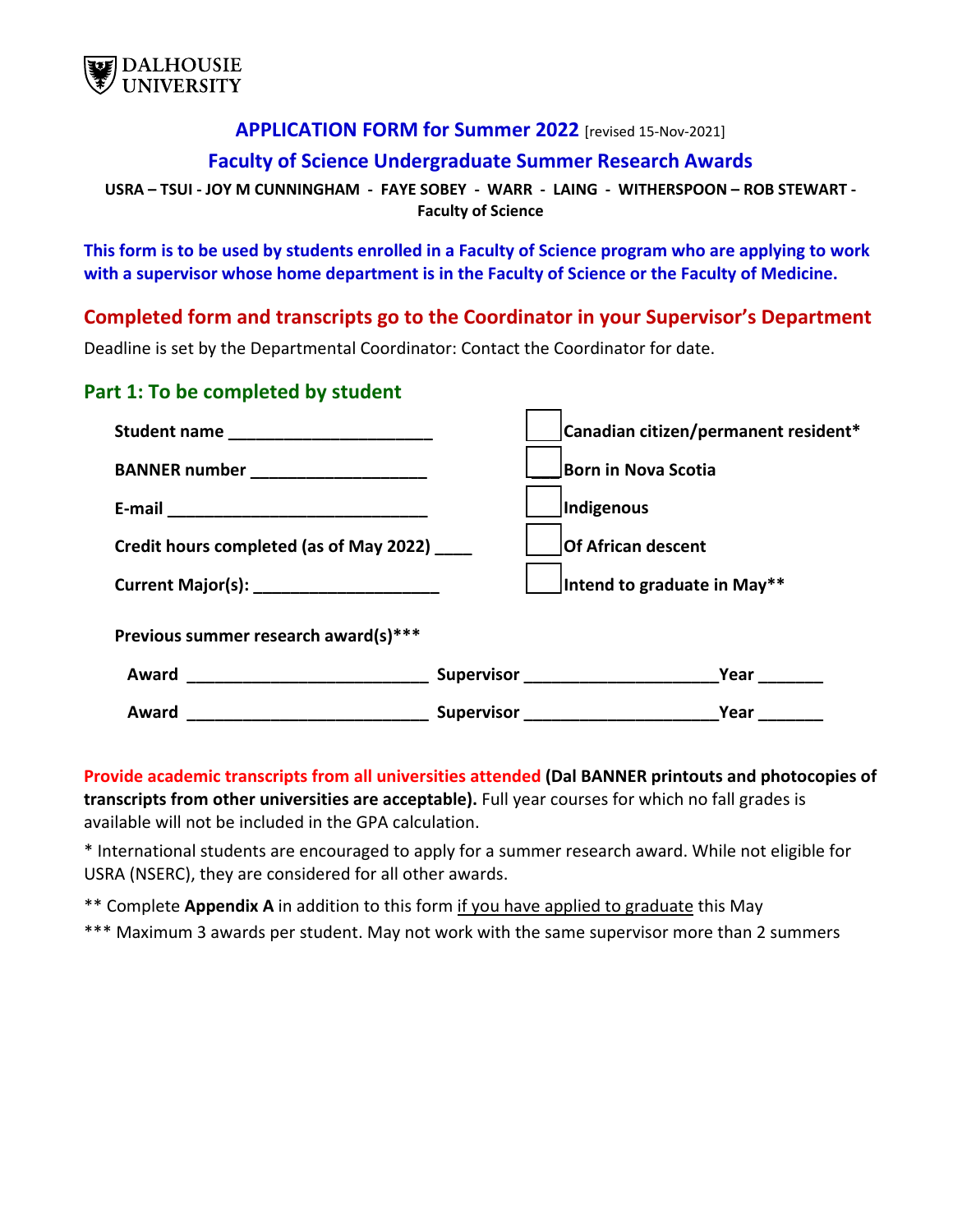DALHOUSIE UNIVERSITY

# APPLICATION FORM for Summer 2022 [revised 15-Nov-2021]

## Faculty of Science Undergraduate Summer Research Awards

**USRA – TSUI - JOY M CUNNINGHAM - FAYE SOBEY - WARR - LAING - WITHERSPOON – ROB STEWART - Faculty of Science**

**This form is to be used by students enrolled in a Faculty of Science program who are applying to work with a supervisor whose home department is in the Faculty of Science or the Faculty of Medicine.**

## Completed form and transcripts go to the Coordinator in your Supervisor's Department

Deadline is set by the Departmental Coordinator: Contact the Coordinator for date.

### Part 1: To be completed by student

**Student name** ______________________

**BANNER number** __________________

**E-mail** ____________________________

**Credit hours completed (as of May 2022)** ____

**Current Major(s):** ____________________

☐ **Canadian citizen/permanent resident***

☐ **Born in Nova Scotia**

☐ **Indigenous**

☐ **Of African descent**

☐ **Intend to graduate in May****

**Previous summer research award(s)*****

**Award** _________________________ **Supervisor** ____________________ **Year** _______

**Award** _________________________ **Supervisor** ____________________ **Year** _______

**Provide academic transcripts from all universities attended (Dal BANNER printouts and photocopies of transcripts from other universities are acceptable).** Full year courses for which no fall grades is available will not be included in the GPA calculation.

* International students are encouraged to apply for a summer research award. While not eligible for USRA (NSERC), they are considered for all other awards.

** Complete **Appendix A** in addition to this form if you have applied to graduate this May

*** Maximum 3 awards per student. May not work with the same supervisor more than 2 summers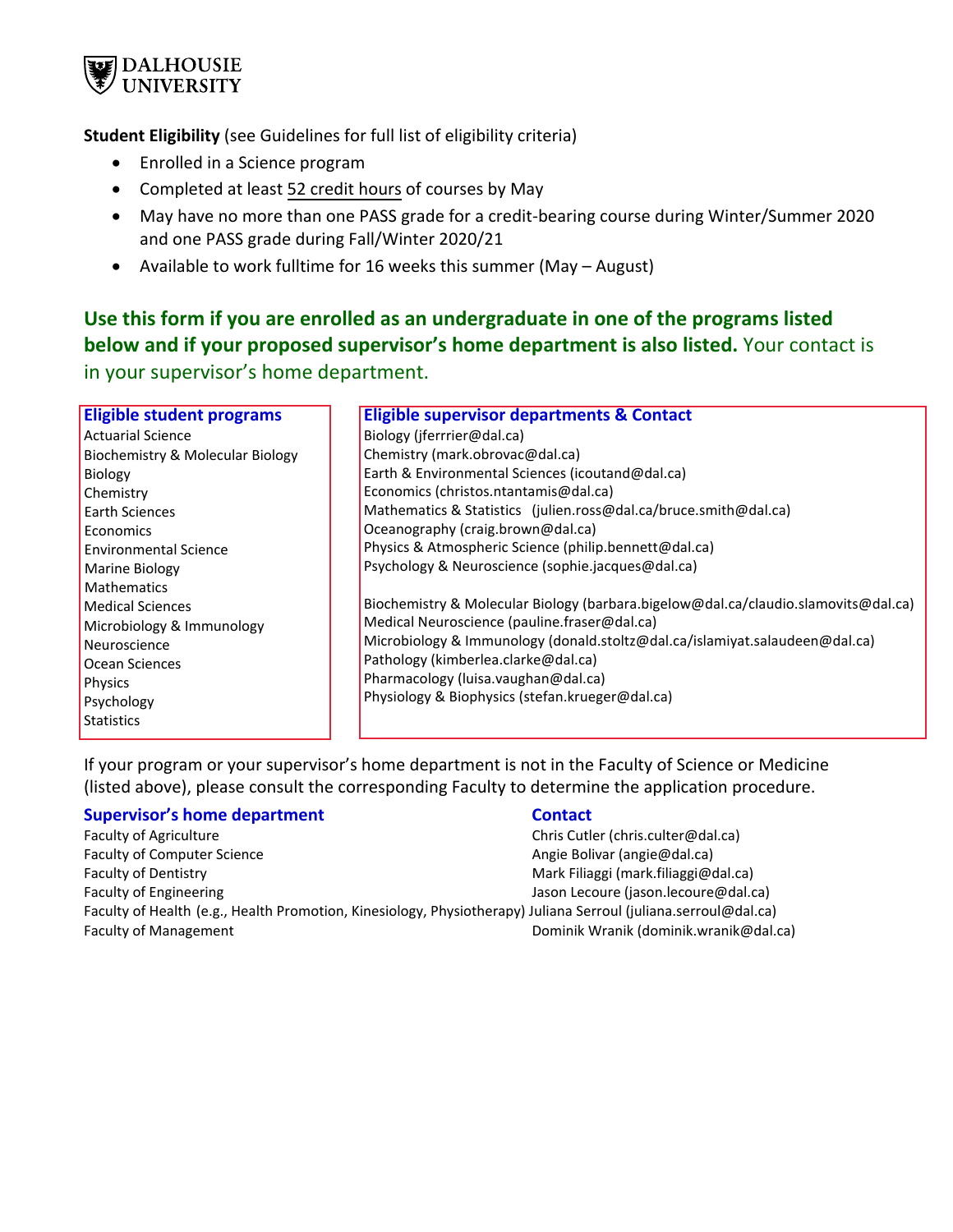DALHOUSIE UNIVERSITY

**Student Eligibility** (see Guidelines for full list of eligibility criteria)

- Enrolled in a Science program
- Completed at least 52 credit hours of courses by May
- May have no more than one PASS grade for a credit-bearing course during Winter/Summer 2020 and one PASS grade during Fall/Winter 2020/21
- Available to work fulltime for 16 weeks this summer (May – August)

**Use this form if you are enrolled as an undergraduate in one of the programs listed below and if your proposed supervisor's home department is also listed.** Your contact is in your supervisor's home department.

| Eligible student programs | Eligible supervisor departments & Contact |
|---|---|
| Actuarial Science | Biology (jferrrier@dal.ca) |
| Biochemistry & Molecular Biology | Chemistry (mark.obrovac@dal.ca) |
| Biology | Earth & Environmental Sciences (icoutand@dal.ca) |
| Chemistry | Economics (christos.ntantamis@dal.ca) |
| Earth Sciences | Mathematics & Statistics (julien.ross@dal.ca/bruce.smith@dal.ca) |
| Economics | Oceanography (craig.brown@dal.ca) |
| Environmental Science | Physics & Atmospheric Science (philip.bennett@dal.ca) |
| Marine Biology | Psychology & Neuroscience (sophie.jacques@dal.ca) |
| Mathematics | |
| Medical Sciences | Biochemistry & Molecular Biology (barbara.bigelow@dal.ca/claudio.slamovits@dal.ca) |
| Microbiology & Immunology | Medical Neuroscience (pauline.fraser@dal.ca) |
| Neuroscience | Microbiology & Immunology (donald.stoltz@dal.ca/islamiyat.salaudeen@dal.ca) |
| Ocean Sciences | Pathology (kimberlea.clarke@dal.ca) |
| Physics | Pharmacology (luisa.vaughan@dal.ca) |
| Psychology | Physiology & Biophysics (stefan.krueger@dal.ca) |
| Statistics | |

If your program or your supervisor's home department is not in the Faculty of Science or Medicine (listed above), please consult the corresponding Faculty to determine the application procedure.

| Supervisor's home department | Contact |
|---|---|
| Faculty of Agriculture | Chris Cutler (chris.culter@dal.ca) |
| Faculty of Computer Science | Angie Bolivar (angie@dal.ca) |
| Faculty of Dentistry | Mark Filiaggi (mark.filiaggi@dal.ca) |
| Faculty of Engineering | Jason Lecoure (jason.lecoure@dal.ca) |
| Faculty of Health (e.g., Health Promotion, Kinesiology, Physiotherapy) | Juliana Serroul (juliana.serroul@dal.ca) |
| Faculty of Management | Dominik Wranik (dominik.wranik@dal.ca) |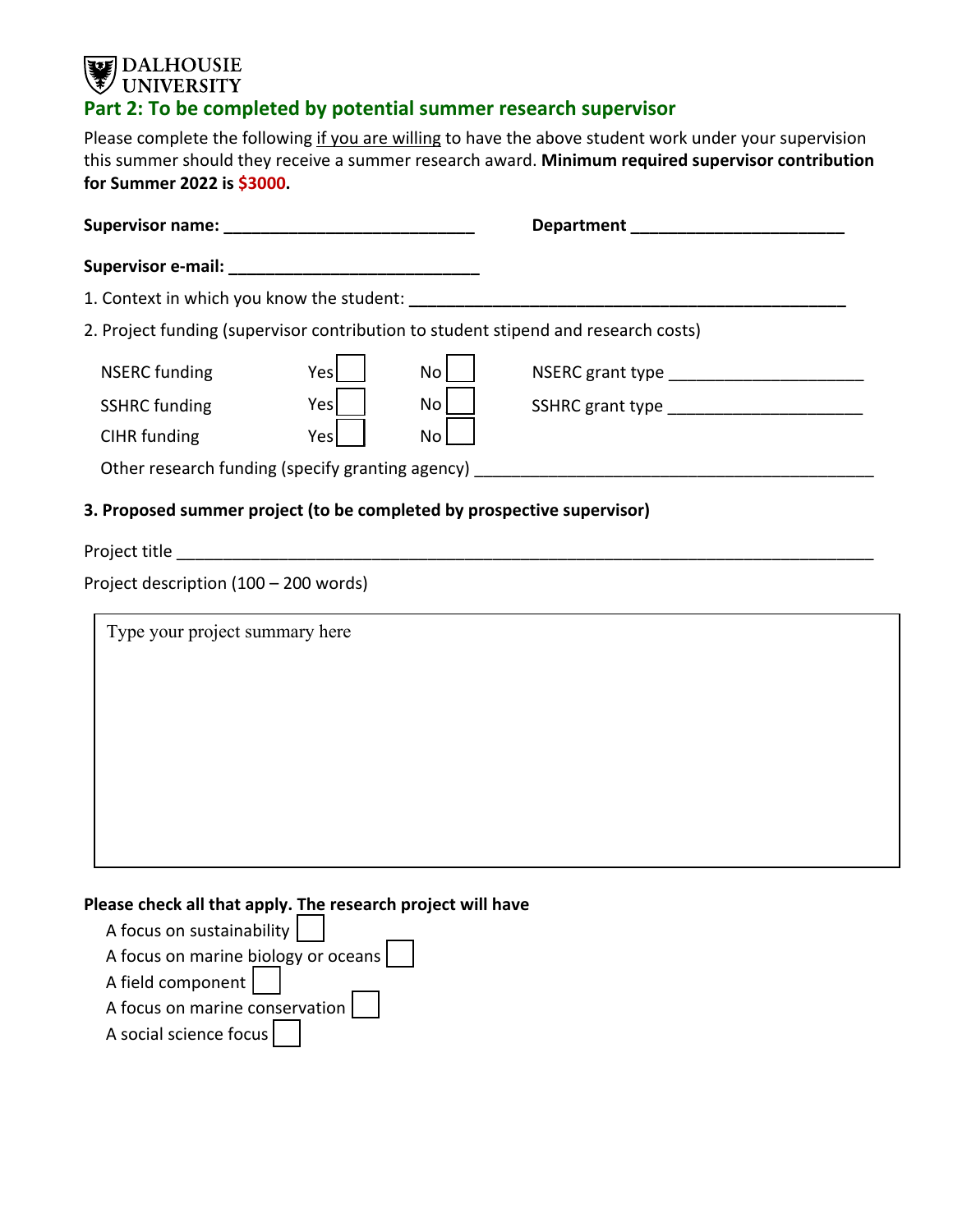DALHOUSIE UNIVERSITY

## Part 2: To be completed by potential summer research supervisor

Please complete the following if you are willing to have the above student work under your supervision this summer should they receive a summer research award. **Minimum required supervisor contribution for Summer 2022 is $3000.**

**Supervisor name:** ____________________________ **Department** ________________________

**Supervisor e-mail:** ____________________________

1. Context in which you know the student: _______________________________________________

2. Project funding (supervisor contribution to student stipend and research costs)

| | | | |
|---|---|---|---|
| NSERC funding | Yes ☐ | No ☐ | NSERC grant type ______________________ |
| SSHRC funding | Yes ☐ | No ☐ | SSHRC grant type ______________________ |
| CIHR funding | Yes ☐ | No ☐ | |

Other research funding (specify granting agency) _____________________________________________

**3. Proposed summer project (to be completed by prospective supervisor)**

Project title ___________________________________________________________________________

Project description (100 – 200 words)

Type your project summary here

**Please check all that apply. The research project will have**

- A focus on sustainability ☐
- A focus on marine biology or oceans ☐
- A field component ☐
- A focus on marine conservation ☐
- A social science focus ☐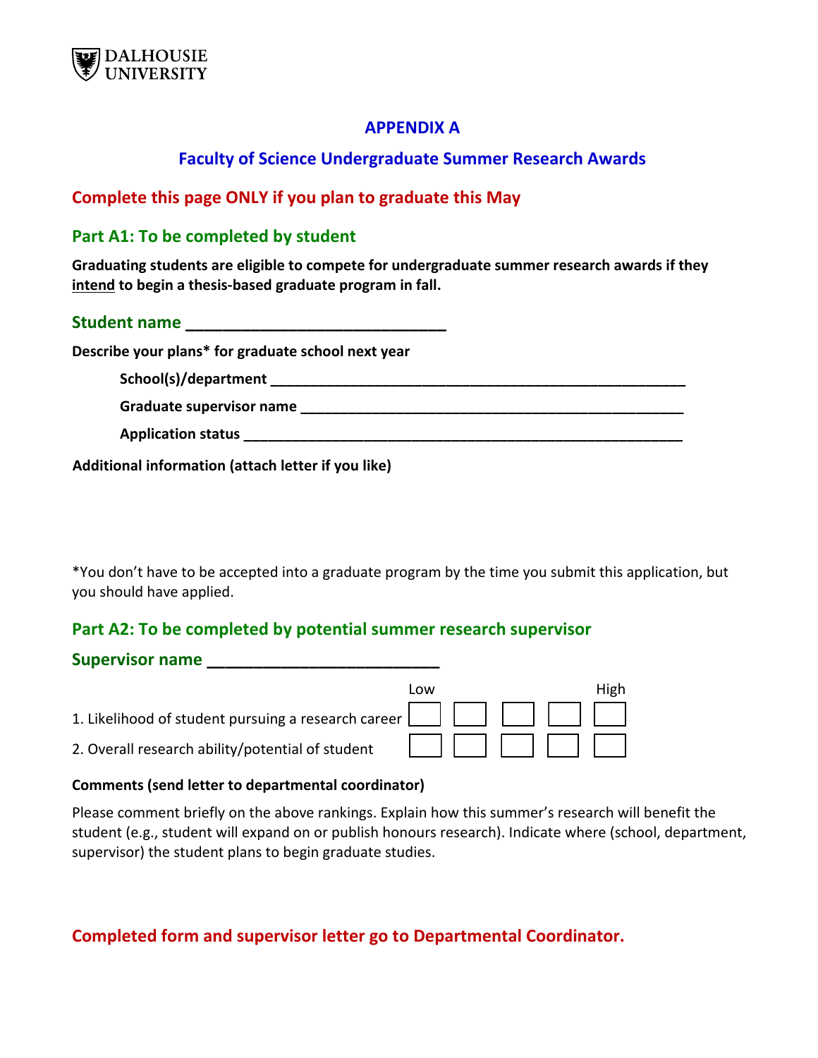DALHOUSIE UNIVERSITY

## APPENDIX A

## Faculty of Science Undergraduate Summer Research Awards

**Complete this page ONLY if you plan to graduate this May**

### Part A1: To be completed by student

**Graduating students are eligible to compete for undergraduate summer research awards if they <u>intend</u> to begin a thesis-based graduate program in fall.**

**Student name** ______________________________

**Describe your plans* for graduate school next year**

- **School(s)/department** ______________________________
- **Graduate supervisor name** ______________________________
- **Application status** ______________________________

**Additional information (attach letter if you like)**

*You don't have to be accepted into a graduate program by the time you submit this application, but you should have applied.

### Part A2: To be completed by potential summer research supervisor

**Supervisor name** ______________________________

| | Low | | | | High |
|---|---|---|---|---|---|
| 1. Likelihood of student pursuing a research career | ☐ | ☐ | ☐ | ☐ | ☐ |
| 2. Overall research ability/potential of student | ☐ | ☐ | ☐ | ☐ | ☐ |

**Comments (send letter to departmental coordinator)**

Please comment briefly on the above rankings. Explain how this summer's research will benefit the student (e.g., student will expand on or publish honours research). Indicate where (school, department, supervisor) the student plans to begin graduate studies.

**Completed form and supervisor letter go to Departmental Coordinator.**